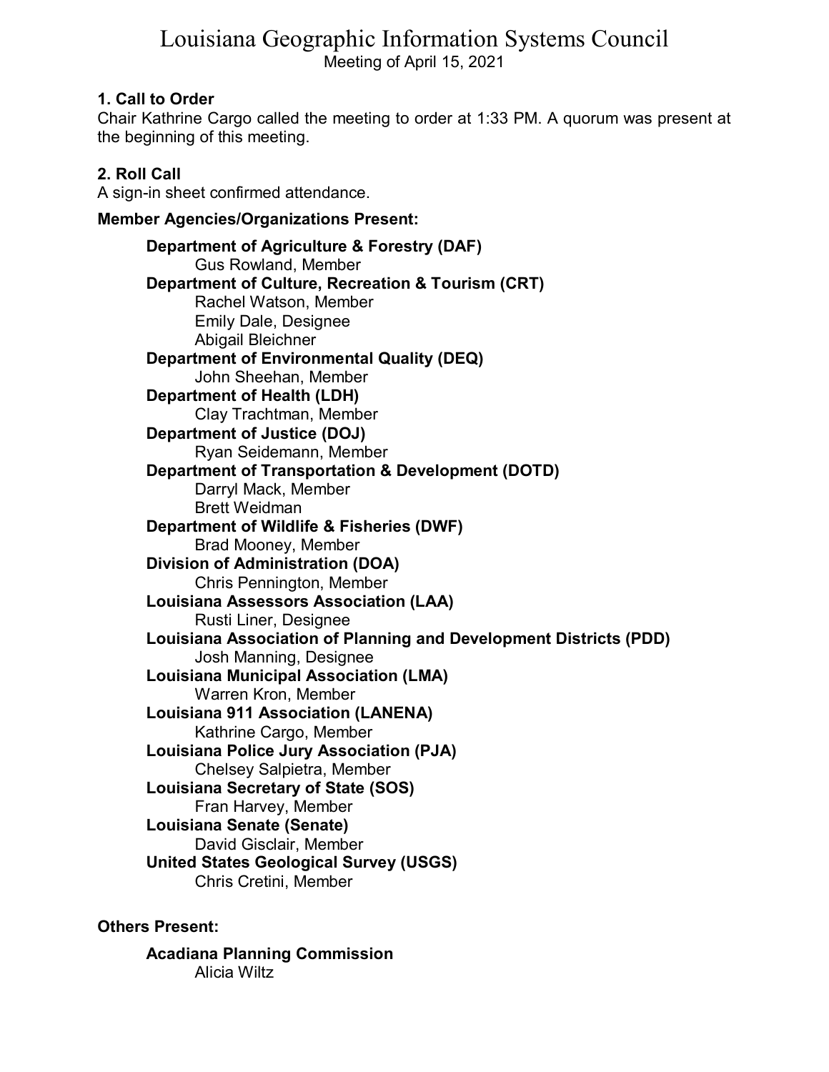# Louisiana Geographic Information Systems Council

Meeting of April 15, 2021

**1. Call to Order**

Chair Kathrine Cargo called the meeting to order at 1:33 PM. A quorum was present at the beginning of this meeting.

**2. Roll Call**

A sign-in sheet confirmed attendance.

**Member Agencies/Organizations Present:**

**Department of Agriculture & Forestry (DAF)**
Gus Rowland, Member

**Department of Culture, Recreation & Tourism (CRT)**
Rachel Watson, Member
Emily Dale, Designee
Abigail Bleichner

**Department of Environmental Quality (DEQ)**
John Sheehan, Member

**Department of Health (LDH)**
Clay Trachtman, Member

**Department of Justice (DOJ)**
Ryan Seidemann, Member

**Department of Transportation & Development (DOTD)**
Darryl Mack, Member
Brett Weidman

**Department of Wildlife & Fisheries (DWF)**
Brad Mooney, Member

**Division of Administration (DOA)**
Chris Pennington, Member

**Louisiana Assessors Association (LAA)**
Rusti Liner, Designee

**Louisiana Association of Planning and Development Districts (PDD)**
Josh Manning, Designee

**Louisiana Municipal Association (LMA)**
Warren Kron, Member

**Louisiana 911 Association (LANENA)**
Kathrine Cargo, Member

**Louisiana Police Jury Association (PJA)**
Chelsey Salpietra, Member

**Louisiana Secretary of State (SOS)**
Fran Harvey, Member

**Louisiana Senate (Senate)**
David Gisclair, Member

**United States Geological Survey (USGS)**
Chris Cretini, Member

**Others Present:**

**Acadiana Planning Commission**
Alicia Wiltz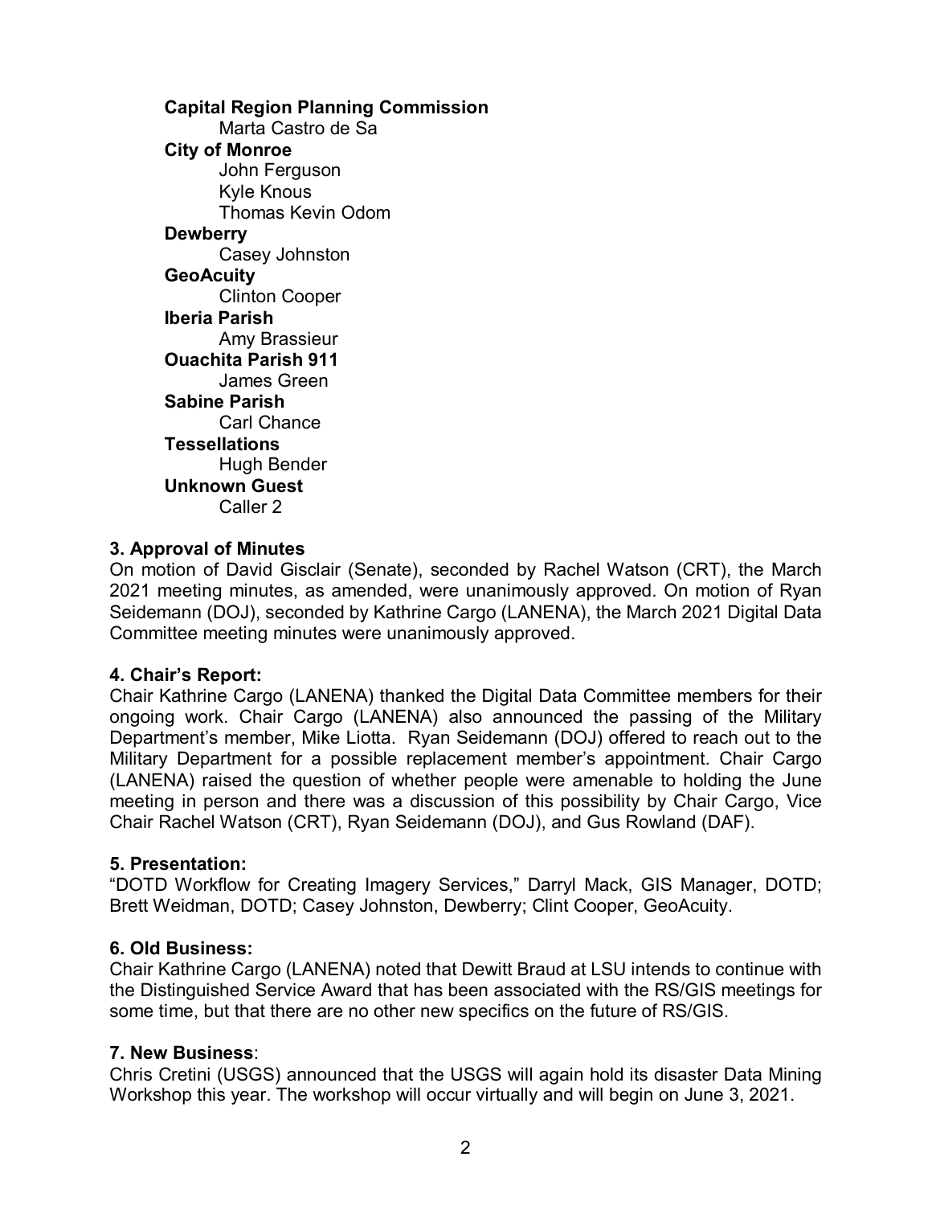**Capital Region Planning Commission**

Marta Castro de Sa

**City of Monroe**

John Ferguson

Kyle Knous

Thomas Kevin Odom

**Dewberry**

Casey Johnston

**GeoAcuity**

Clinton Cooper

**Iberia Parish**

Amy Brassieur

**Ouachita Parish 911**

James Green

**Sabine Parish**

Carl Chance

**Tessellations**

Hugh Bender

**Unknown Guest**

Caller 2

**3. Approval of Minutes**

On motion of David Gisclair (Senate), seconded by Rachel Watson (CRT), the March 2021 meeting minutes, as amended, were unanimously approved. On motion of Ryan Seidemann (DOJ), seconded by Kathrine Cargo (LANENA), the March 2021 Digital Data Committee meeting minutes were unanimously approved.

**4. Chair's Report:**

Chair Kathrine Cargo (LANENA) thanked the Digital Data Committee members for their ongoing work. Chair Cargo (LANENA) also announced the passing of the Military Department's member, Mike Liotta. Ryan Seidemann (DOJ) offered to reach out to the Military Department for a possible replacement member's appointment. Chair Cargo (LANENA) raised the question of whether people were amenable to holding the June meeting in person and there was a discussion of this possibility by Chair Cargo, Vice Chair Rachel Watson (CRT), Ryan Seidemann (DOJ), and Gus Rowland (DAF).

**5. Presentation:**

"DOTD Workflow for Creating Imagery Services," Darryl Mack, GIS Manager, DOTD; Brett Weidman, DOTD; Casey Johnston, Dewberry; Clint Cooper, GeoAcuity.

**6. Old Business:**

Chair Kathrine Cargo (LANENA) noted that Dewitt Braud at LSU intends to continue with the Distinguished Service Award that has been associated with the RS/GIS meetings for some time, but that there are no other new specifics on the future of RS/GIS.

**7. New Business**:

Chris Cretini (USGS) announced that the USGS will again hold its disaster Data Mining Workshop this year. The workshop will occur virtually and will begin on June 3, 2021.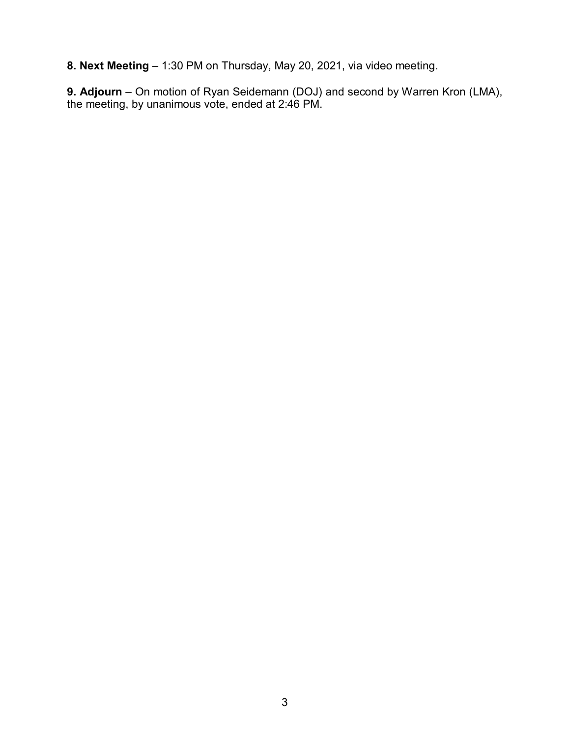**8. Next Meeting** – 1:30 PM on Thursday, May 20, 2021, via video meeting.

**9. Adjourn** – On motion of Ryan Seidemann (DOJ) and second by Warren Kron (LMA), the meeting, by unanimous vote, ended at 2:46 PM.